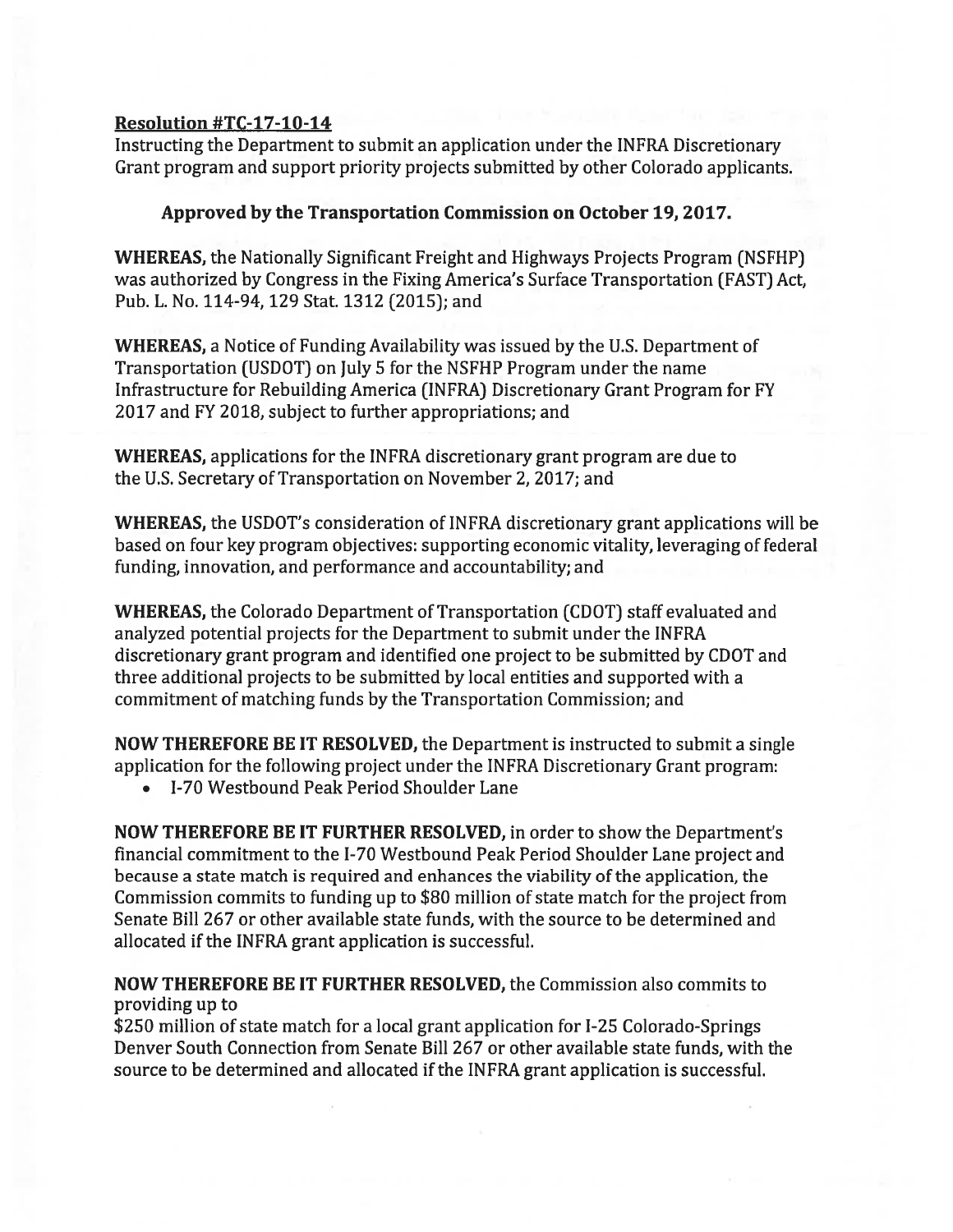**Resolution #TC-17-10-14**

Instructing the Department to submit an application under the INFRA Discretionary Grant program and support priority projects submitted by other Colorado applicants.

**Approved by the Transportation Commission on October 19, 2017.**

**WHEREAS,** the Nationally Significant Freight and Highways Projects Program (NSFHP) was authorized by Congress in the Fixing America's Surface Transportation (FAST) Act, Pub. L. No. 114-94, 129 Stat. 1312 (2015); and

**WHEREAS,** a Notice of Funding Availability was issued by the U.S. Department of Transportation (USDOT) on July 5 for the NSFHP Program under the name Infrastructure for Rebuilding America (INFRA) Discretionary Grant Program for FY 2017 and FY 2018, subject to further appropriations; and

**WHEREAS,** applications for the INFRA discretionary grant program are due to the U.S. Secretary of Transportation on November 2, 2017; and

**WHEREAS,** the USDOT's consideration of INFRA discretionary grant applications will be based on four key program objectives: supporting economic vitality, leveraging of federal funding, innovation, and performance and accountability; and

**WHEREAS,** the Colorado Department of Transportation (CDOT) staff evaluated and analyzed potential projects for the Department to submit under the INFRA discretionary grant program and identified one project to be submitted by CDOT and three additional projects to be submitted by local entities and supported with a commitment of matching funds by the Transportation Commission; and

**NOW THEREFORE BE IT RESOLVED,** the Department is instructed to submit a single application for the following project under the INFRA Discretionary Grant program:

- I-70 Westbound Peak Period Shoulder Lane

**NOW THEREFORE BE IT FURTHER RESOLVED,** in order to show the Department's financial commitment to the I-70 Westbound Peak Period Shoulder Lane project and because a state match is required and enhances the viability of the application, the Commission commits to funding up to $80 million of state match for the project from Senate Bill 267 or other available state funds, with the source to be determined and allocated if the INFRA grant application is successful.

**NOW THEREFORE BE IT FURTHER RESOLVED,** the Commission also commits to providing up to
$250 million of state match for a local grant application for I-25 Colorado-Springs Denver South Connection from Senate Bill 267 or other available state funds, with the source to be determined and allocated if the INFRA grant application is successful.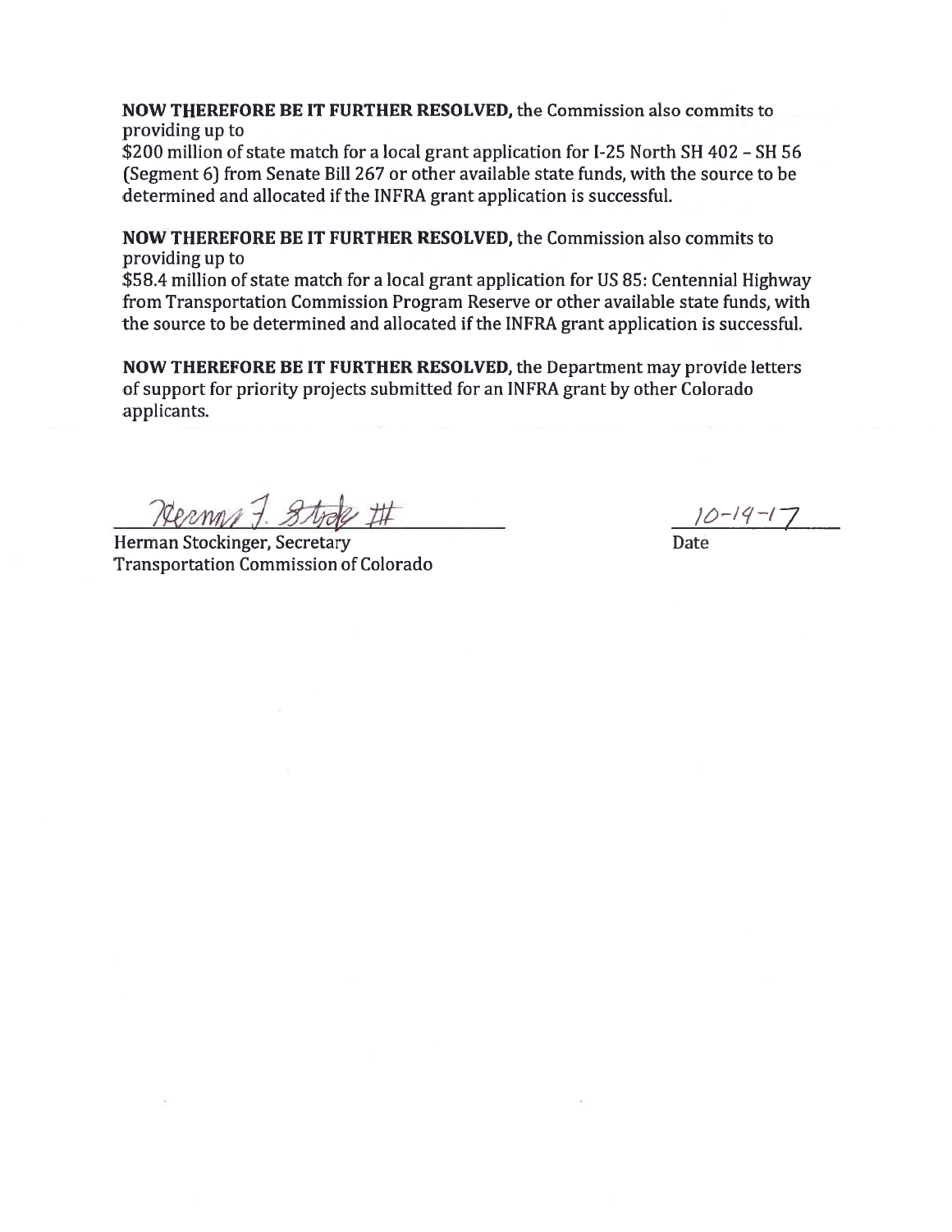**NOW THEREFORE BE IT FURTHER RESOLVED,** the Commission also commits to providing up to
$200 million of state match for a local grant application for I-25 North SH 402 – SH 56 (Segment 6) from Senate Bill 267 or other available state funds, with the source to be determined and allocated if the INFRA grant application is successful.

**NOW THEREFORE BE IT FURTHER RESOLVED,** the Commission also commits to providing up to
$58.4 million of state match for a local grant application for US 85: Centennial Highway from Transportation Commission Program Reserve or other available state funds, with the source to be determined and allocated if the INFRA grant application is successful.

**NOW THEREFORE BE IT FURTHER RESOLVED,** the Department may provide letters of support for priority projects submitted for an INFRA grant by other Colorado applicants.

Herman F. Stockinger III

Herman Stockinger, Secretary
Transportation Commission of Colorado

10-19-17

Date